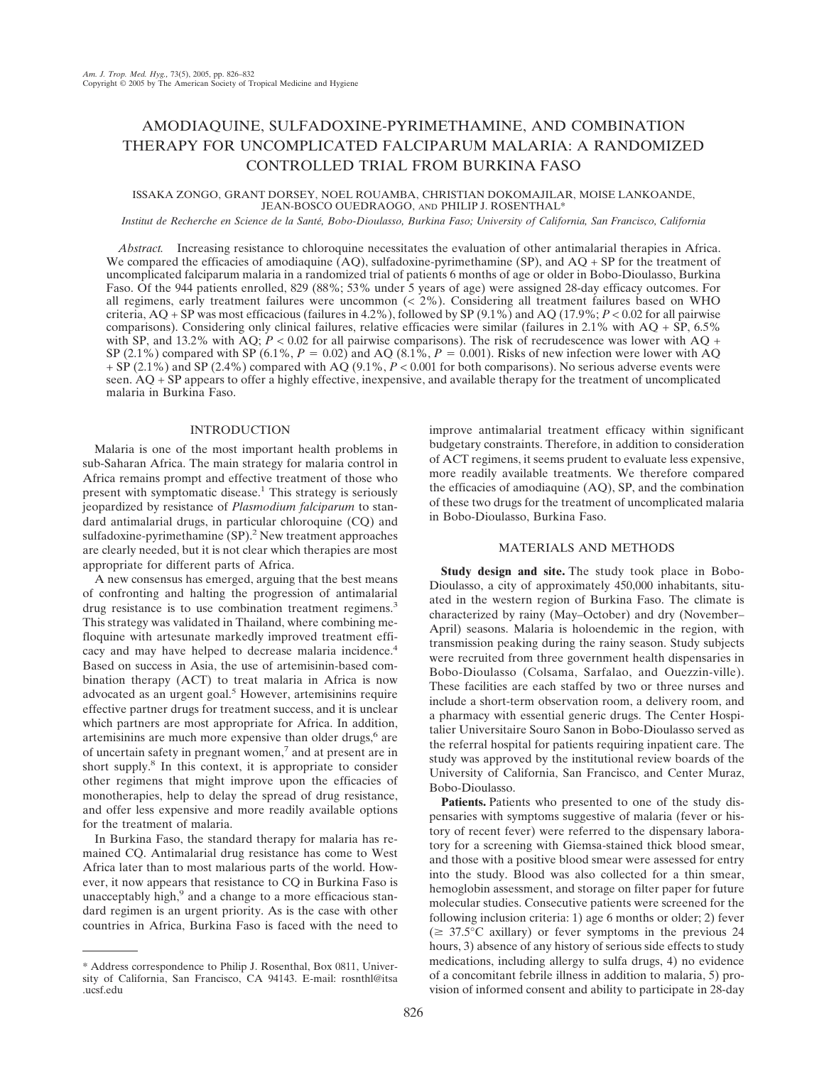# AMODIAQUINE, SULFADOXINE-PYRIMETHAMINE, AND COMBINATION THERAPY FOR UNCOMPLICATED FALCIPARUM MALARIA: A RANDOMIZED CONTROLLED TRIAL FROM BURKINA FASO

ISSAKA ZONGO, GRANT DORSEY, NOEL ROUAMBA, CHRISTIAN DOKOMAJILAR, MOISE LANKOANDE, JEAN-BOSCO OUEDRAOGO, AND PHILIP J. ROSENTHAL*

*Institut de Recherche en Science de la Santé, Bobo-Dioulasso, Burkina Faso; University of California, San Francisco, California*

*Abstract.* Increasing resistance to chloroquine necessitates the evaluation of other antimalarial therapies in Africa. We compared the efficacies of amodiaquine (AQ), sulfadoxine-pyrimethamine (SP), and AQ + SP for the treatment of uncomplicated falciparum malaria in a randomized trial of patients 6 months of age or older in Bobo-Dioulasso, Burkina Faso. Of the 944 patients enrolled, 829 (88%; 53% under 5 years of age) were assigned 28-day efficacy outcomes. For all regimens, early treatment failures were uncommon (< 2%). Considering all treatment failures based on WHO criteria, AQ + SP was most efficacious (failures in 4.2%), followed by SP (9.1%) and AQ (17.9%; $P < 0.02$ for all pairwise comparisons). Considering only clinical failures, relative efficacies were similar (failures in 2.1% with AQ + SP, 6.5% with SP, and 13.2% with AQ; $P < 0.02$ for all pairwise comparisons). The risk of recrudescence was lower with AQ + SP (2.1%) compared with SP (6.1%, $P = 0.02$) and AQ (8.1%, $P = 0.001$). Risks of new infection were lower with AQ + SP (2.1%) and SP (2.4%) compared with AQ (9.1%, $P < 0.001$ for both comparisons). No serious adverse events were seen. AQ + SP appears to offer a highly effective, inexpensive, and available therapy for the treatment of uncomplicated malaria in Burkina Faso.

## INTRODUCTION

Malaria is one of the most important health problems in sub-Saharan Africa. The main strategy for malaria control in Africa remains prompt and effective treatment of those who present with symptomatic disease.[1] This strategy is seriously jeopardized by resistance of *Plasmodium falciparum* to standard antimalarial drugs, in particular chloroquine (CQ) and sulfadoxine-pyrimethamine (SP).[2] New treatment approaches are clearly needed, but it is not clear which therapies are most appropriate for different parts of Africa.

A new consensus has emerged, arguing that the best means of confronting and halting the progression of antimalarial drug resistance is to use combination treatment regimens.[3] This strategy was validated in Thailand, where combining mefloquine with artesunate markedly improved treatment efficacy and may have helped to decrease malaria incidence.[4] Based on success in Asia, the use of artemisinin-based combination therapy (ACT) to treat malaria in Africa is now advocated as an urgent goal.[5] However, artemisinins require effective partner drugs for treatment success, and it is unclear which partners are most appropriate for Africa. In addition, artemisinins are much more expensive than older drugs,[6] are of uncertain safety in pregnant women,[7] and at present are in short supply.[8] In this context, it is appropriate to consider other regimens that might improve upon the efficacies of monotherapies, help to delay the spread of drug resistance, and offer less expensive and more readily available options for the treatment of malaria.

In Burkina Faso, the standard therapy for malaria has remained CQ. Antimalarial drug resistance has come to West Africa later than to most malarious parts of the world. However, it now appears that resistance to CQ in Burkina Faso is unacceptably high,[9] and a change to a more efficacious standard regimen is an urgent priority. As is the case with other countries in Africa, Burkina Faso is faced with the need to improve antimalarial treatment efficacy within significant budgetary constraints. Therefore, in addition to consideration of ACT regimens, it seems prudent to evaluate less expensive, more readily available treatments. We therefore compared the efficacies of amodiaquine (AQ), SP, and the combination of these two drugs for the treatment of uncomplicated malaria in Bobo-Dioulasso, Burkina Faso.

## MATERIALS AND METHODS

**Study design and site.** The study took place in Bobo-Dioulasso, a city of approximately 450,000 inhabitants, situated in the western region of Burkina Faso. The climate is characterized by rainy (May–October) and dry (November–April) seasons. Malaria is holoendemic in the region, with transmission peaking during the rainy season. Study subjects were recruited from three government health dispensaries in Bobo-Dioulasso (Colsama, Sarfalao, and Ouezzin-ville). These facilities are each staffed by two or three nurses and include a short-term observation room, a delivery room, and a pharmacy with essential generic drugs. The Center Hospitalier Universitaire Souro Sanon in Bobo-Dioulasso served as the referral hospital for patients requiring inpatient care. The study was approved by the institutional review boards of the University of California, San Francisco, and Center Muraz, Bobo-Dioulasso.

**Patients.** Patients who presented to one of the study dispensaries with symptoms suggestive of malaria (fever or history of recent fever) were referred to the dispensary laboratory for a screening with Giemsa-stained thick blood smear, and those with a positive blood smear were assessed for entry into the study. Blood was also collected for a thin smear, hemoglobin assessment, and storage on filter paper for future molecular studies. Consecutive patients were screened for the following inclusion criteria: 1) age 6 months or older; 2) fever (≥ 37.5°C axillary) or fever symptoms in the previous 24 hours, 3) absence of any history of serious side effects to study medications, including allergy to sulfa drugs, 4) no evidence of a concomitant febrile illness in addition to malaria, 5) provision of informed consent and ability to participate in 28-day

---

\* Address correspondence to Philip J. Rosenthal, Box 0811, University of California, San Francisco, CA 94143. E-mail: rosnthl@itsa.ucsf.edu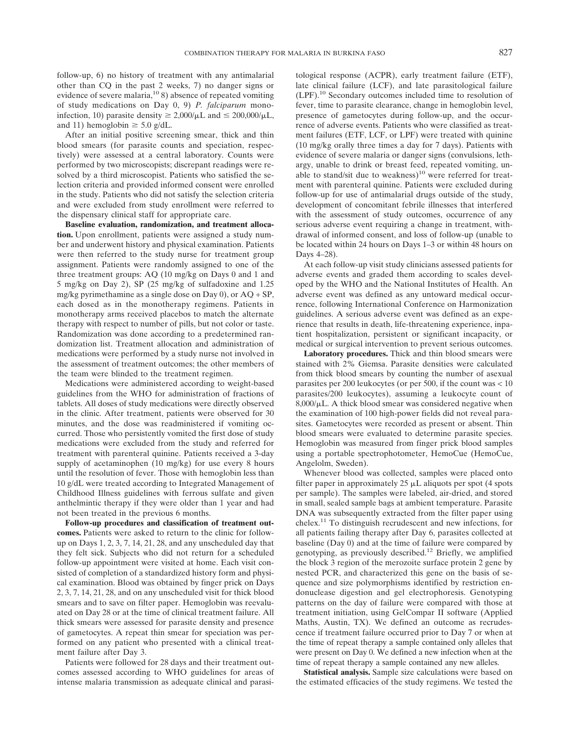follow-up, 6) no history of treatment with any antimalarial other than CQ in the past 2 weeks, 7) no danger signs or evidence of severe malaria,[10] 8) absence of repeated vomiting of study medications on Day 0, 9) *P. falciparum* mono-infection, 10) parasite density ≥ 2,000/μL and ≤ 200,000/μL, and 11) hemoglobin ≥ 5.0 g/dL.

After an initial positive screening smear, thick and thin blood smears (for parasite counts and speciation, respectively) were assessed at a central laboratory. Counts were performed by two microscopists; discrepant readings were resolved by a third microscopist. Patients who satisfied the selection criteria and provided informed consent were enrolled in the study. Patients who did not satisfy the selection criteria and were excluded from study enrollment were referred to the dispensary clinical staff for appropriate care.

**Baseline evaluation, randomization, and treatment allocation.** Upon enrollment, patients were assigned a study number and underwent history and physical examination. Patients were then referred to the study nurse for treatment group assignment. Patients were randomly assigned to one of the three treatment groups: AQ (10 mg/kg on Days 0 and 1 and 5 mg/kg on Day 2), SP (25 mg/kg of sulfadoxine and 1.25 mg/kg pyrimethamine as a single dose on Day 0), or AQ + SP, each dosed as in the monotherapy regimens. Patients in monotherapy arms received placebos to match the alternate therapy with respect to number of pills, but not color or taste. Randomization was done according to a predetermined randomization list. Treatment allocation and administration of medications were performed by a study nurse not involved in the assessment of treatment outcomes; the other members of the team were blinded to the treatment regimen.

Medications were administered according to weight-based guidelines from the WHO for administration of fractions of tablets. All doses of study medications were directly observed in the clinic. After treatment, patients were observed for 30 minutes, and the dose was readministered if vomiting occurred. Those who persistently vomited the first dose of study medications were excluded from the study and referred for treatment with parenteral quinine. Patients received a 3-day supply of acetaminophen (10 mg/kg) for use every 8 hours until the resolution of fever. Those with hemoglobin less than 10 g/dL were treated according to Integrated Management of Childhood Illness guidelines with ferrous sulfate and given anthelmintic therapy if they were older than 1 year and had not been treated in the previous 6 months.

**Follow-up procedures and classification of treatment outcomes.** Patients were asked to return to the clinic for follow-up on Days 1, 2, 3, 7, 14, 21, 28, and any unscheduled day that they felt sick. Subjects who did not return for a scheduled follow-up appointment were visited at home. Each visit consisted of completion of a standardized history form and physical examination. Blood was obtained by finger prick on Days 2, 3, 7, 14, 21, 28, and on any unscheduled visit for thick blood smears and to save on filter paper. Hemoglobin was reevaluated on Day 28 or at the time of clinical treatment failure. All thick smears were assessed for parasite density and presence of gametocytes. A repeat thin smear for speciation was performed on any patient who presented with a clinical treatment failure after Day 3.

Patients were followed for 28 days and their treatment outcomes assessed according to WHO guidelines for areas of intense malaria transmission as adequate clinical and parasitological response (ACPR), early treatment failure (ETF), late clinical failure (LCF), and late parasitological failure (LPF).[10] Secondary outcomes included time to resolution of fever, time to parasite clearance, change in hemoglobin level, presence of gametocytes during follow-up, and the occurrence of adverse events. Patients who were classified as treatment failures (ETF, LCF, or LPF) were treated with quinine (10 mg/kg orally three times a day for 7 days). Patients with evidence of severe malaria or danger signs (convulsions, lethargy, unable to drink or breast feed, repeated vomiting, unable to stand/sit due to weakness)[10] were referred for treatment with parenteral quinine. Patients were excluded during follow-up for use of antimalarial drugs outside of the study, development of concomitant febrile illnesses that interfered with the assessment of study outcomes, occurrence of any serious adverse event requiring a change in treatment, withdrawal of informed consent, and loss of follow-up (unable to be located within 24 hours on Days 1–3 or within 48 hours on Days 4–28).

At each follow-up visit study clinicians assessed patients for adverse events and graded them according to scales developed by the WHO and the National Institutes of Health. An adverse event was defined as any untoward medical occurrence, following International Conference on Harmonization guidelines. A serious adverse event was defined as an experience that results in death, life-threatening experience, inpatient hospitalization, persistent or significant incapacity, or medical or surgical intervention to prevent serious outcomes.

**Laboratory procedures.** Thick and thin blood smears were stained with 2% Giemsa. Parasite densities were calculated from thick blood smears by counting the number of asexual parasites per 200 leukocytes (or per 500, if the count was < 10 parasites/200 leukocytes), assuming a leukocyte count of 8,000/μL. A thick blood smear was considered negative when the examination of 100 high-power fields did not reveal parasites. Gametocytes were recorded as present or absent. Thin blood smears were evaluated to determine parasite species. Hemoglobin was measured from finger prick blood samples using a portable spectrophotometer, HemoCue (HemoCue, Angelolm, Sweden).

Whenever blood was collected, samples were placed onto filter paper in approximately 25 μL aliquots per spot (4 spots per sample). The samples were labeled, air-dried, and stored in small, sealed sample bags at ambient temperature. Parasite DNA was subsequently extracted from the filter paper using chelex.[11] To distinguish recrudescent and new infections, for all patients failing therapy after Day 6, parasites collected at baseline (Day 0) and at the time of failure were compared by genotyping, as previously described.[12] Briefly, we amplified the block 3 region of the merozoite surface protein 2 gene by nested PCR, and characterized this gene on the basis of sequence and size polymorphisms identified by restriction endonuclease digestion and gel electrophoresis. Genotyping patterns on the day of failure were compared with those at treatment initiation, using GelCompar II software (Applied Maths, Austin, TX). We defined an outcome as recrudescence if treatment failure occurred prior to Day 7 or when at the time of repeat therapy a sample contained only alleles that were present on Day 0. We defined a new infection when at the time of repeat therapy a sample contained any new alleles.

**Statistical analysis.** Sample size calculations were based on the estimated efficacies of the study regimens. We tested the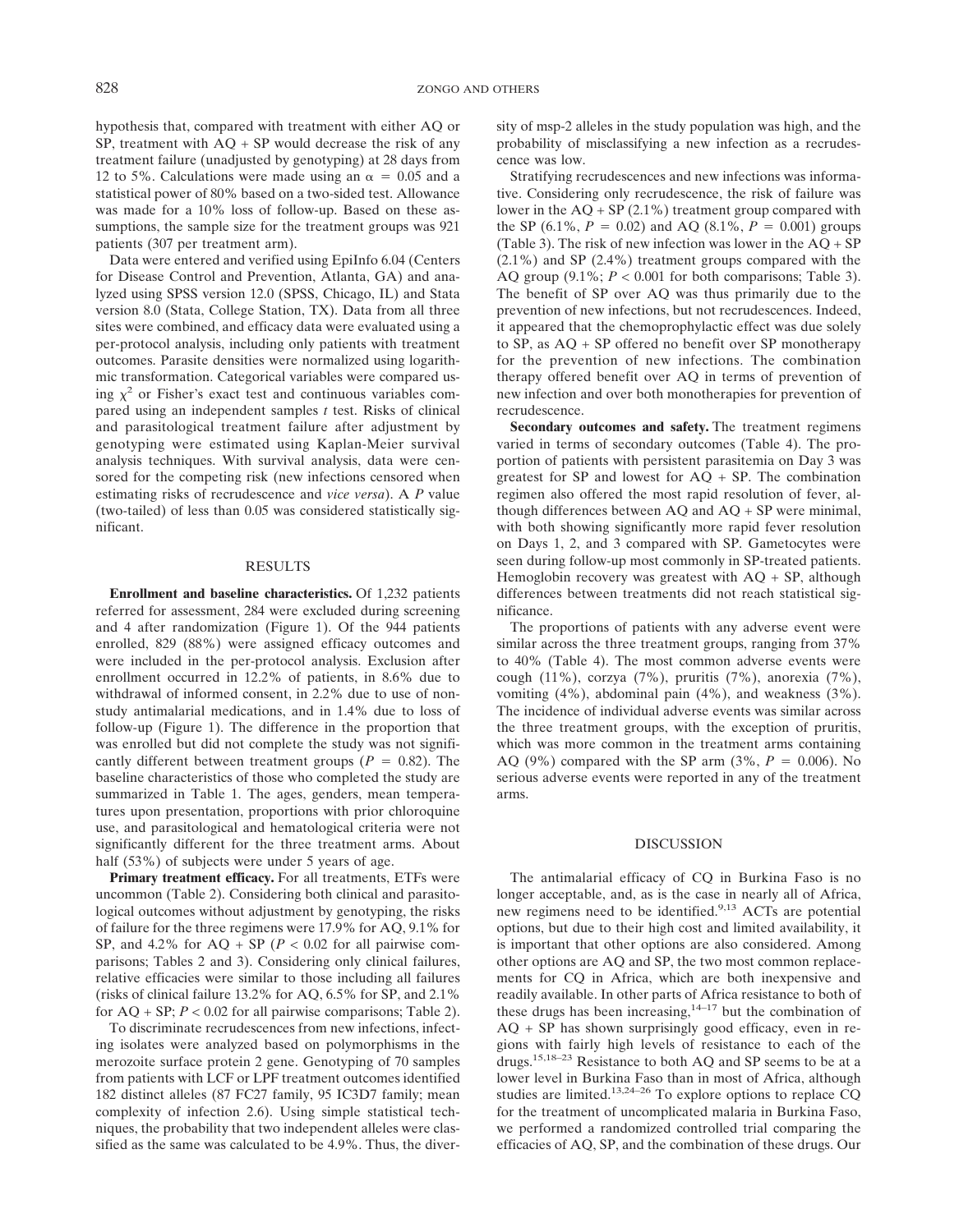hypothesis that, compared with treatment with either AQ or SP, treatment with AQ + SP would decrease the risk of any treatment failure (unadjusted by genotyping) at 28 days from 12 to 5%. Calculations were made using an $\alpha = 0.05$ and a statistical power of 80% based on a two-sided test. Allowance was made for a 10% loss of follow-up. Based on these assumptions, the sample size for the treatment groups was 921 patients (307 per treatment arm).

Data were entered and verified using EpiInfo 6.04 (Centers for Disease Control and Prevention, Atlanta, GA) and analyzed using SPSS version 12.0 (SPSS, Chicago, IL) and Stata version 8.0 (Stata, College Station, TX). Data from all three sites were combined, and efficacy data were evaluated using a per-protocol analysis, including only patients with treatment outcomes. Parasite densities were normalized using logarithmic transformation. Categorical variables were compared using $\chi^2$ or Fisher's exact test and continuous variables compared using an independent samples *t* test. Risks of clinical and parasitological treatment failure after adjustment by genotyping were estimated using Kaplan-Meier survival analysis techniques. With survival analysis, data were censored for the competing risk (new infections censored when estimating risks of recrudescence and *vice versa*). A *P* value (two-tailed) of less than 0.05 was considered statistically significant.

## RESULTS

**Enrollment and baseline characteristics.** Of 1,232 patients referred for assessment, 284 were excluded during screening and 4 after randomization (Figure 1). Of the 944 patients enrolled, 829 (88%) were assigned efficacy outcomes and were included in the per-protocol analysis. Exclusion after enrollment occurred in 12.2% of patients, in 8.6% due to withdrawal of informed consent, in 2.2% due to use of nonstudy antimalarial medications, and in 1.4% due to loss of follow-up (Figure 1). The difference in the proportion that was enrolled but did not complete the study was not significantly different between treatment groups ($P = 0.82$). The baseline characteristics of those who completed the study are summarized in Table 1. The ages, genders, mean temperatures upon presentation, proportions with prior chloroquine use, and parasitological and hematological criteria were not significantly different for the three treatment arms. About half (53%) of subjects were under 5 years of age.

**Primary treatment efficacy.** For all treatments, ETFs were uncommon (Table 2). Considering both clinical and parasitological outcomes without adjustment by genotyping, the risks of failure for the three regimens were 17.9% for AQ, 9.1% for SP, and 4.2% for AQ + SP ($P < 0.02$ for all pairwise comparisons; Tables 2 and 3). Considering only clinical failures, relative efficacies were similar to those including all failures (risks of clinical failure 13.2% for AQ, 6.5% for SP, and 2.1% for AQ + SP; $P < 0.02$ for all pairwise comparisons; Table 2).

To discriminate recrudescences from new infections, infecting isolates were analyzed based on polymorphisms in the merozoite surface protein 2 gene. Genotyping of 70 samples from patients with LCF or LPF treatment outcomes identified 182 distinct alleles (87 FC27 family, 95 IC3D7 family; mean complexity of infection 2.6). Using simple statistical techniques, the probability that two independent alleles were classified as the same was calculated to be 4.9%. Thus, the diversity of msp-2 alleles in the study population was high, and the probability of misclassifying a new infection as a recrudescence was low.

Stratifying recrudescences and new infections was informative. Considering only recrudescence, the risk of failure was lower in the AQ + SP (2.1%) treatment group compared with the SP (6.1%, $P = 0.02$) and AQ (8.1%, $P = 0.001$) groups (Table 3). The risk of new infection was lower in the AQ + SP (2.1%) and SP (2.4%) treatment groups compared with the AQ group (9.1%; $P < 0.001$ for both comparisons; Table 3). The benefit of SP over AQ was thus primarily due to the prevention of new infections, but not recrudescences. Indeed, it appeared that the chemoprophylactic effect was due solely to SP, as AQ + SP offered no benefit over SP monotherapy for the prevention of new infections. The combination therapy offered benefit over AQ in terms of prevention of new infection and over both monotherapies for prevention of recrudescence.

**Secondary outcomes and safety.** The treatment regimens varied in terms of secondary outcomes (Table 4). The proportion of patients with persistent parasitemia on Day 3 was greatest for SP and lowest for AQ + SP. The combination regimen also offered the most rapid resolution of fever, although differences between AQ and AQ + SP were minimal, with both showing significantly more rapid fever resolution on Days 1, 2, and 3 compared with SP. Gametocytes were seen during follow-up most commonly in SP-treated patients. Hemoglobin recovery was greatest with AQ + SP, although differences between treatments did not reach statistical significance.

The proportions of patients with any adverse event were similar across the three treatment groups, ranging from 37% to 40% (Table 4). The most common adverse events were cough (11%), corzya (7%), pruritis (7%), anorexia (7%), vomiting (4%), abdominal pain (4%), and weakness (3%). The incidence of individual adverse events was similar across the three treatment groups, with the exception of pruritis, which was more common in the treatment arms containing AQ (9%) compared with the SP arm (3%, $P = 0.006$). No serious adverse events were reported in any of the treatment arms.

## DISCUSSION

The antimalarial efficacy of CQ in Burkina Faso is no longer acceptable, and, as is the case in nearly all of Africa, new regimens need to be identified.[9,13] ACTs are potential options, but due to their high cost and limited availability, it is important that other options are also considered. Among other options are AQ and SP, the two most common replacements for CQ in Africa, which are both inexpensive and readily available. In other parts of Africa resistance to both of these drugs has been increasing,[14–17] but the combination of AQ + SP has shown surprisingly good efficacy, even in regions with fairly high levels of resistance to each of the drugs.[15,18–23] Resistance to both AQ and SP seems to be at a lower level in Burkina Faso than in most of Africa, although studies are limited.[13,24–26] To explore options to replace CQ for the treatment of uncomplicated malaria in Burkina Faso, we performed a randomized controlled trial comparing the efficacies of AQ, SP, and the combination of these drugs. Our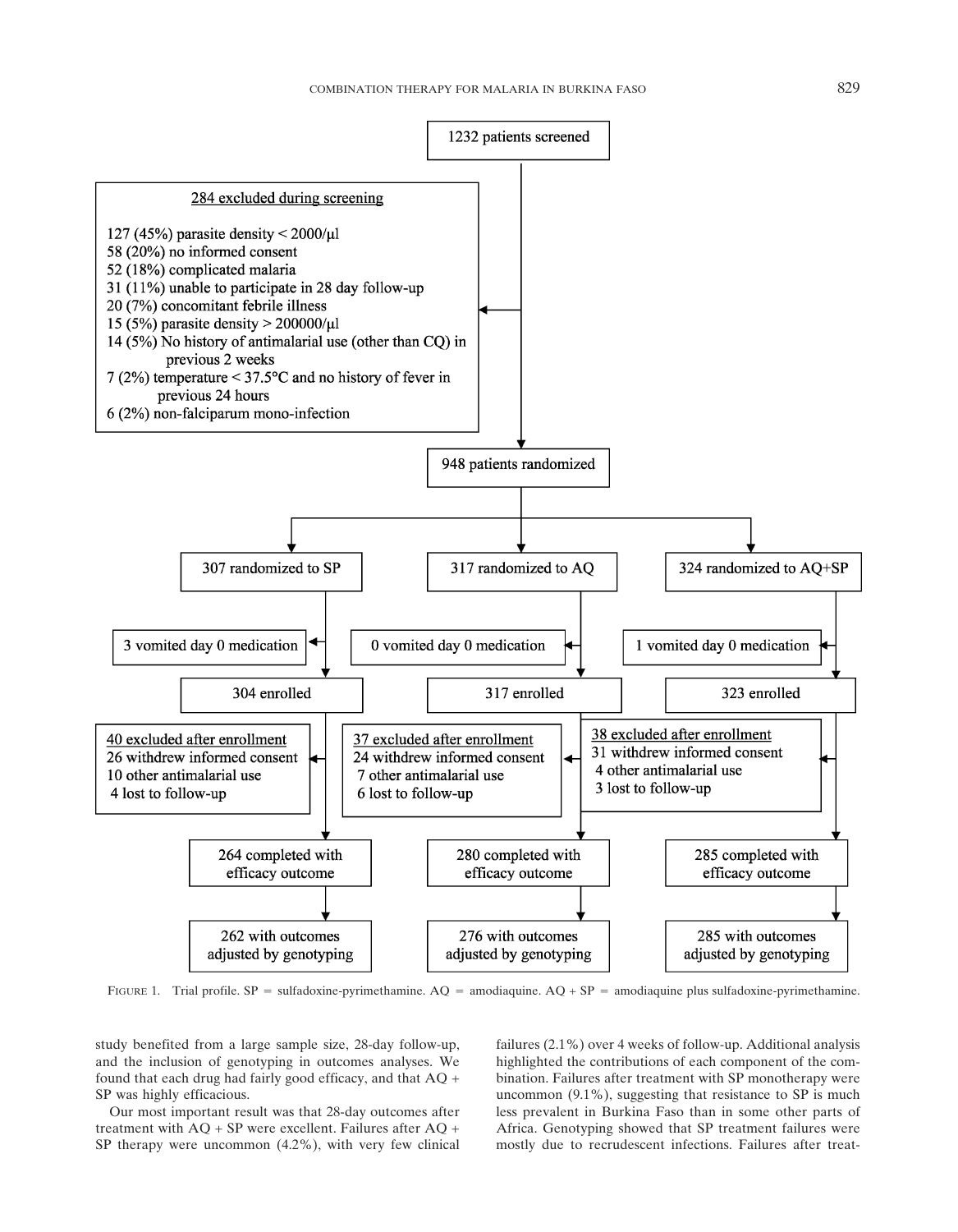1232 patients screened

284 excluded during screening

- 127 (45%) parasite density < 2000/μl
- 58 (20%) no informed consent
- 52 (18%) complicated malaria
- 31 (11%) unable to participate in 28 day follow-up
- 20 (7%) concomitant febrile illness
- 15 (5%) parasite density > 200000/μl
- 14 (5%) No history of antimalarial use (other than CQ) in previous 2 weeks
- 7 (2%) temperature < 37.5°C and no history of fever in previous 24 hours
- 6 (2%) non-falciparum mono-infection

948 patients randomized

| SP | AQ | AQ+SP |
|---|---|---|
| 307 randomized to SP | 317 randomized to AQ | 324 randomized to AQ+SP |
| 3 vomited day 0 medication | 0 vomited day 0 medication | 1 vomited day 0 medication |
| 304 enrolled | 317 enrolled | 323 enrolled |
| 40 excluded after enrollment: 26 withdrew informed consent, 10 other antimalarial use, 4 lost to follow-up | 37 excluded after enrollment: 24 withdrew informed consent, 7 other antimalarial use, 6 lost to follow-up | 38 excluded after enrollment: 31 withdrew informed consent, 4 other antimalarial use, 3 lost to follow-up |
| 264 completed with efficacy outcome | 280 completed with efficacy outcome | 285 completed with efficacy outcome |
| 262 with outcomes adjusted by genotyping | 276 with outcomes adjusted by genotyping | 285 with outcomes adjusted by genotyping |

FIGURE 1. Trial profile. SP = sulfadoxine-pyrimethamine. AQ = amodiaquine. AQ + SP = amodiaquine plus sulfadoxine-pyrimethamine.

study benefited from a large sample size, 28-day follow-up, and the inclusion of genotyping in outcomes analyses. We found that each drug had fairly good efficacy, and that AQ + SP was highly efficacious.

Our most important result was that 28-day outcomes after treatment with AQ + SP were excellent. Failures after AQ + SP therapy were uncommon (4.2%), with very few clinical failures (2.1%) over 4 weeks of follow-up. Additional analysis highlighted the contributions of each component of the combination. Failures after treatment with SP monotherapy were uncommon (9.1%), suggesting that resistance to SP is much less prevalent in Burkina Faso than in some other parts of Africa. Genotyping showed that SP treatment failures were mostly due to recrudescent infections. Failures after treat-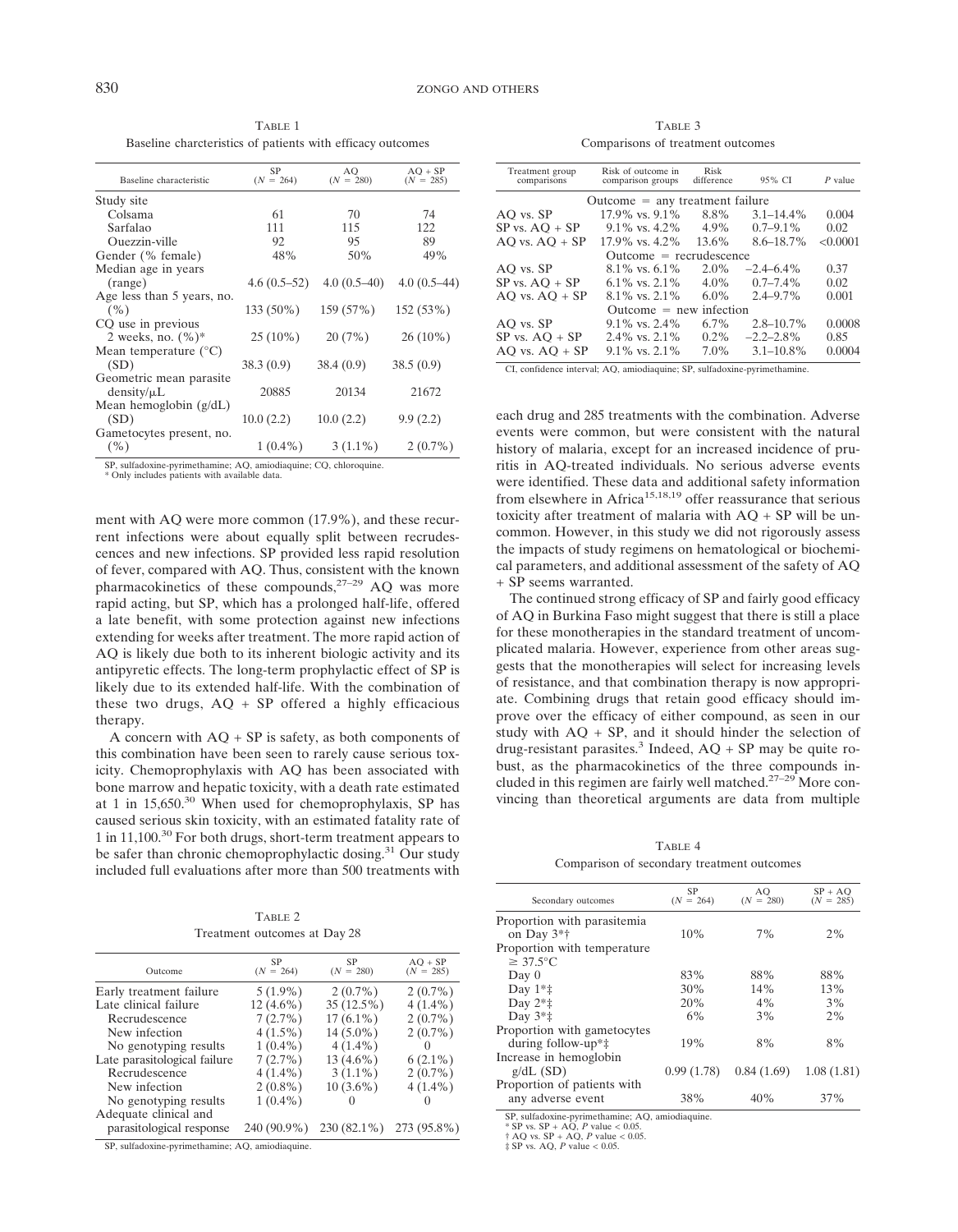Table 1
Baseline charcteristics of patients with efficacy outcomes

| Baseline characteristic | SP ($N$ = 264) | AQ ($N$ = 280) | AQ + SP ($N$ = 285) |
|---|---|---|---|
| Study site | | | |
| Colsama | 61 | 70 | 74 |
| Sarfalao | 111 | 115 | 122 |
| Ouezzin-ville | 92 | 95 | 89 |
| Gender (% female) | 48% | 50% | 49% |
| Median age in years (range) | 4.6 (0.5–52) | 4.0 (0.5–40) | 4.0 (0.5–44) |
| Age less than 5 years, no. (%) | 133 (50%) | 159 (57%) | 152 (53%) |
| CQ use in previous 2 weeks, no. (%)* | 25 (10%) | 20 (7%) | 26 (10%) |
| Mean temperature (°C) (SD) | 38.3 (0.9) | 38.4 (0.9) | 38.5 (0.9) |
| Geometric mean parasite density/μL | 20885 | 20134 | 21672 |
| Mean hemoglobin (g/dL) (SD) | 10.0 (2.2) | 10.0 (2.2) | 9.9 (2.2) |
| Gametocytes present, no. (%) | 1 (0.4%) | 3 (1.1%) | 2 (0.7%) |

SP, sulfadoxine-pyrimethamine; AQ, amiodiaquine; CQ, chloroquine.
* Only includes patients with available data.

Table 3
Comparisons of treatment outcomes

| Treatment group comparisons | Risk of outcome in comparison groups | Risk difference | 95% CI | $P$ value |
|---|---|---|---|---|
| Outcome = any treatment failure | | | | |
| AQ vs. SP | 17.9% vs. 9.1% | 8.8% | 3.1–14.4% | 0.004 |
| SP vs. AQ + SP | 9.1% vs. 4.2% | 4.9% | 0.7–9.1% | 0.02 |
| AQ vs. AQ + SP | 17.9% vs. 4.2% | 13.6% | 8.6–18.7% | <0.0001 |
| Outcome = recrudescence | | | | |
| AQ vs. SP | 8.1% vs. 6.1% | 2.0% | −2.4–6.4% | 0.37 |
| SP vs. AQ + SP | 6.1% vs. 2.1% | 4.0% | 0.7–7.4% | 0.02 |
| AQ vs. AQ + SP | 8.1% vs. 2.1% | 6.0% | 2.4–9.7% | 0.001 |
| Outcome = new infection | | | | |
| AQ vs. SP | 9.1% vs. 2.4% | 6.7% | 2.8–10.7% | 0.0008 |
| SP vs. AQ + SP | 2.4% vs. 2.1% | 0.2% | −2.2–2.8% | 0.85 |
| AQ vs. AQ + SP | 9.1% vs. 2.1% | 7.0% | 3.1–10.8% | 0.0004 |

CI, confidence interval; AQ, amiodiaquine; SP, sulfadoxine-pyrimethamine.

ment with AQ were more common (17.9%), and these recurrent infections were about equally split between recrudescences and new infections. SP provided less rapid resolution of fever, compared with AQ. Thus, consistent with the known pharmacokinetics of these compounds,[27–29] AQ was more rapid acting, but SP, which has a prolonged half-life, offered a late benefit, with some protection against new infections extending for weeks after treatment. The more rapid action of AQ is likely due both to its inherent biologic activity and its antipyretic effects. The long-term prophylactic effect of SP is likely due to its extended half-life. With the combination of these two drugs, AQ + SP offered a highly efficacious therapy.

A concern with AQ + SP is safety, as both components of this combination have been seen to rarely cause serious toxicity. Chemoprophylaxis with AQ has been associated with bone marrow and hepatic toxicity, with a death rate estimated at 1 in 15,650.[30] When used for chemoprophylaxis, SP has caused serious skin toxicity, with an estimated fatality rate of 1 in 11,100.[30] For both drugs, short-term treatment appears to be safer than chronic chemoprophylactic dosing.[31] Our study included full evaluations after more than 500 treatments with each drug and 285 treatments with the combination. Adverse events were common, but were consistent with the natural history of malaria, except for an increased incidence of pruritis in AQ-treated individuals. No serious adverse events were identified. These data and additional safety information from elsewhere in Africa[15,18,19] offer reassurance that serious toxicity after treatment of malaria with AQ + SP will be uncommon. However, in this study we did not rigorously assess the impacts of study regimens on hematological or biochemical parameters, and additional assessment of the safety of AQ + SP seems warranted.

The continued strong efficacy of SP and fairly good efficacy of AQ in Burkina Faso might suggest that there is still a place for these monotherapies in the standard treatment of uncomplicated malaria. However, experience from other areas suggests that the monotherapies will select for increasing levels of resistance, and that combination therapy is now appropriate. Combining drugs that retain good efficacy should improve over the efficacy of either compound, as seen in our study with AQ + SP, and it should hinder the selection of drug-resistant parasites.[3] Indeed, AQ + SP may be quite robust, as the pharmacokinetics of the three compounds included in this regimen are fairly well matched.[27–29] More convincing than theoretical arguments are data from multiple

Table 2
Treatment outcomes at Day 28

| Outcome | SP ($N$ = 264) | SP ($N$ = 280) | AQ + SP ($N$ = 285) |
|---|---|---|---|
| Early treatment failure | 5 (1.9%) | 2 (0.7%) | 2 (0.7%) |
| Late clinical failure | 12 (4.6%) | 35 (12.5%) | 4 (1.4%) |
| Recrudescence | 7 (2.7%) | 17 (6.1%) | 2 (0.7%) |
| New infection | 4 (1.5%) | 14 (5.0%) | 2 (0.7%) |
| No genotyping results | 1 (0.4%) | 4 (1.4%) | 0 |
| Late parasitological failure | 7 (2.7%) | 13 (4.6%) | 6 (2.1%) |
| Recrudescence | 4 (1.4%) | 3 (1.1%) | 2 (0.7%) |
| New infection | 2 (0.8%) | 10 (3.6%) | 4 (1.4%) |
| No genotyping results | 1 (0.4%) | 0 | 0 |
| Adequate clinical and parasitological response | 240 (90.9%) | 230 (82.1%) | 273 (95.8%) |

SP, sulfadoxine-pyrimethamine; AQ, amiodiaquine.

Table 4
Comparison of secondary treatment outcomes

| Secondary outcomes | SP ($N$ = 264) | AQ ($N$ = 280) | SP + AQ ($N$ = 285) |
|---|---|---|---|
| Proportion with parasitemia on Day 3*† | 10% | 7% | 2% |
| Proportion with temperature ≥ 37.5°C | | | |
| Day 0 | 83% | 88% | 88% |
| Day 1*‡ | 30% | 14% | 13% |
| Day 2*‡ | 20% | 4% | 3% |
| Day 3*‡ | 6% | 3% | 2% |
| Proportion with gametocytes during follow-up*‡ | 19% | 8% | 8% |
| Increase in hemoglobin g/dL (SD) | 0.99 (1.78) | 0.84 (1.69) | 1.08 (1.81) |
| Proportion of patients with any adverse event | 38% | 40% | 37% |

SP, sulfadoxine-pyrimethamine; AQ, amiodiaquine.
* SP vs. SP + AQ, $P$ value < 0.05.
† AQ vs. SP + AQ, $P$ value < 0.05.
‡ SP vs. AQ, $P$ value < 0.05.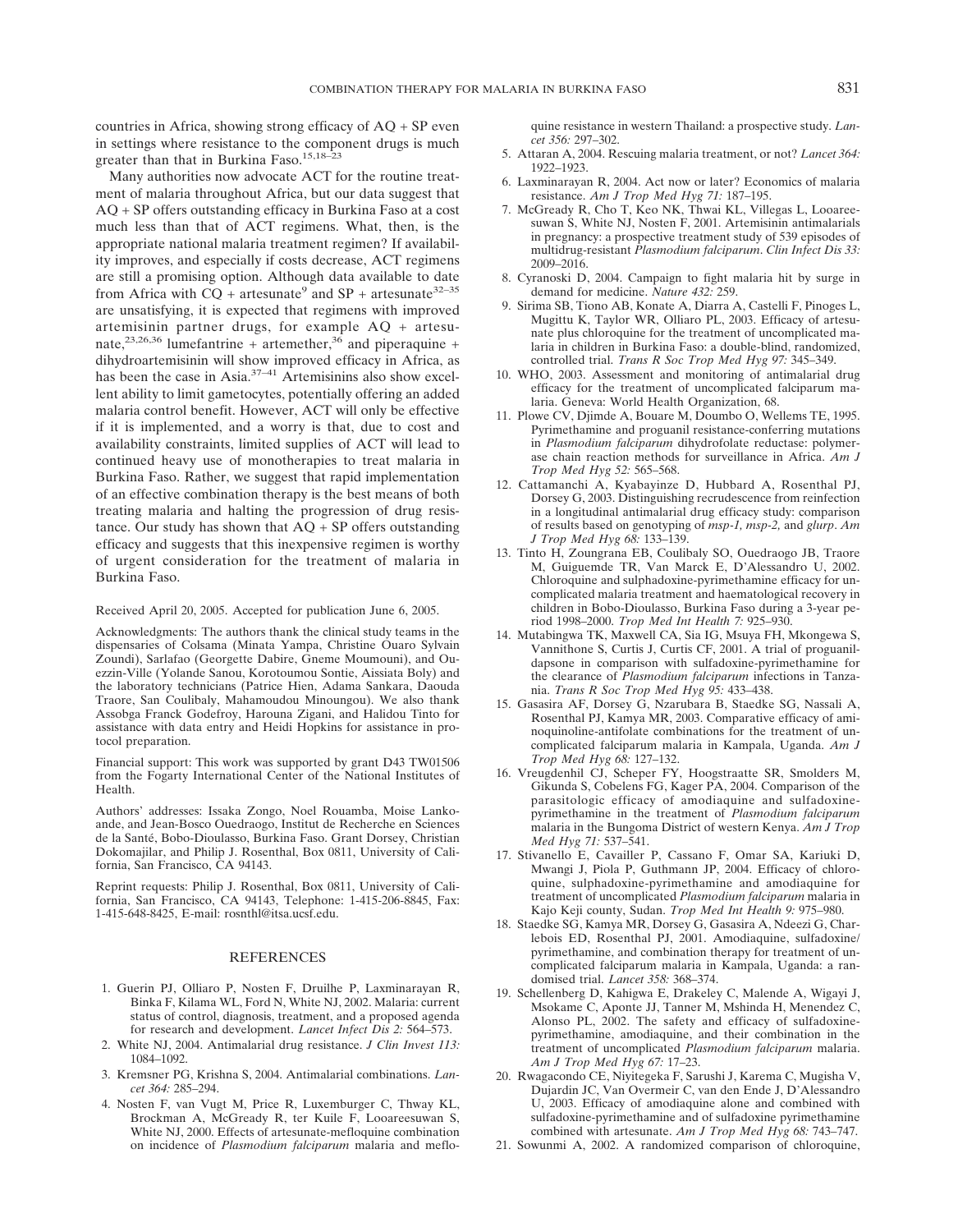countries in Africa, showing strong efficacy of AQ + SP even in settings where resistance to the component drugs is much greater than that in Burkina Faso.[15,18–23]

Many authorities now advocate ACT for the routine treatment of malaria throughout Africa, but our data suggest that AQ + SP offers outstanding efficacy in Burkina Faso at a cost much less than that of ACT regimens. What, then, is the appropriate national malaria treatment regimen? If availability improves, and especially if costs decrease, ACT regimens are still a promising option. Although data available to date from Africa with CQ + artesunate[9] and SP + artesunate[32–35] are unsatisfying, it is expected that regimens with improved artemisinin partner drugs, for example AQ + artesunate,[23,26,36] lumefantrine + artemether,[36] and piperaquine + dihydroartemisinin will show improved efficacy in Africa, as has been the case in Asia.[37–41] Artemisinins also show excellent ability to limit gametocytes, potentially offering an added malaria control benefit. However, ACT will only be effective if it is implemented, and a worry is that, due to cost and availability constraints, limited supplies of ACT will lead to continued heavy use of monotherapies to treat malaria in Burkina Faso. Rather, we suggest that rapid implementation of an effective combination therapy is the best means of both treating malaria and halting the progression of drug resistance. Our study has shown that AQ + SP offers outstanding efficacy and suggests that this inexpensive regimen is worthy of urgent consideration for the treatment of malaria in Burkina Faso.

Received April 20, 2005. Accepted for publication June 6, 2005.

Acknowledgments: The authors thank the clinical study teams in the dispensaries of Colsama (Minata Yampa, Christine Ouaro Sylvain Zoundi), Sarlafao (Georgette Dabire, Gneme Moumouni), and Ouezzin-Ville (Yolande Sanou, Korotoumou Sontie, Aissiata Boly) and the laboratory technicians (Patrice Hien, Adama Sankara, Daouda Traore, San Coulibaly, Mahamoudou Minoungou). We also thank Assobga Franck Godefroy, Harouna Zigani, and Halidou Tinto for assistance with data entry and Heidi Hopkins for assistance in protocol preparation.

Financial support: This work was supported by grant D43 TW01506 from the Fogarty International Center of the National Institutes of Health.

Authors' addresses: Issaka Zongo, Noel Rouamba, Moise Lankoande, and Jean-Bosco Ouedraogo, Institut de Recherche en Sciences de la Santé, Bobo-Dioulasso, Burkina Faso. Grant Dorsey, Christian Dokomajilar, and Philip J. Rosenthal, Box 0811, University of California, San Francisco, CA 94143.

Reprint requests: Philip J. Rosenthal, Box 0811, University of California, San Francisco, CA 94143, Telephone: 1-415-206-8845, Fax: 1-415-648-8425, E-mail: rosnthl@itsa.ucsf.edu.

## REFERENCES

1. Guerin PJ, Olliaro P, Nosten F, Druilhe P, Laxminarayan R, Binka F, Kilama WL, Ford N, White NJ, 2002. Malaria: current status of control, diagnosis, treatment, and a proposed agenda for research and development. *Lancet Infect Dis 2:* 564–573.
2. White NJ, 2004. Antimalarial drug resistance. *J Clin Invest 113:* 1084–1092.
3. Kremsner PG, Krishna S, 2004. Antimalarial combinations. *Lancet 364:* 285–294.
4. Nosten F, van Vugt M, Price R, Luxemburger C, Thway KL, Brockman A, McGready R, ter Kuile F, Looareesuwan S, White NJ, 2000. Effects of artesunate-mefloquine combination on incidence of *Plasmodium falciparum* malaria and mefloquine resistance in western Thailand: a prospective study. *Lancet 356:* 297–302.
5. Attaran A, 2004. Rescuing malaria treatment, or not? *Lancet 364:* 1922–1923.
6. Laxminarayan R, 2004. Act now or later? Economics of malaria resistance. *Am J Trop Med Hyg 71:* 187–195.
7. McGready R, Cho T, Keo NK, Thwai KL, Villegas L, Looareesuwan S, White NJ, Nosten F, 2001. Artemisinin antimalarials in pregnancy: a prospective treatment study of 539 episodes of multidrug-resistant *Plasmodium falciparum*. *Clin Infect Dis 33:* 2009–2016.
8. Cyranoski D, 2004. Campaign to fight malaria hit by surge in demand for medicine. *Nature 432:* 259.
9. Sirima SB, Tiono AB, Konate A, Diarra A, Castelli F, Pinoges L, Mugittu K, Taylor WR, Olliaro PL, 2003. Efficacy of artesunate plus chloroquine for the treatment of uncomplicated malaria in children in Burkina Faso: a double-blind, randomized, controlled trial. *Trans R Soc Trop Med Hyg 97:* 345–349.
10. WHO, 2003. Assessment and monitoring of antimalarial drug efficacy for the treatment of uncomplicated falciparum malaria. Geneva: World Health Organization, 68.
11. Plowe CV, Djimde A, Bouare M, Doumbo O, Wellems TE, 1995. Pyrimethamine and proguanil resistance-conferring mutations in *Plasmodium falciparum* dihydrofolate reductase: polymerase chain reaction methods for surveillance in Africa. *Am J Trop Med Hyg 52:* 565–568.
12. Cattamanchi A, Kyabayinze D, Hubbard A, Rosenthal PJ, Dorsey G, 2003. Distinguishing recrudescence from reinfection in a longitudinal antimalarial drug efficacy study: comparison of results based on genotyping of *msp-1, msp-2,* and *glurp*. *Am J Trop Med Hyg 68:* 133–139.
13. Tinto H, Zoungrana EB, Coulibaly SO, Ouedraogo JB, Traore M, Guiguemde TR, Van Marck E, D'Alessandro U, 2002. Chloroquine and sulphadoxine-pyrimethamine efficacy for uncomplicated malaria treatment and haematological recovery in children in Bobo-Dioulasso, Burkina Faso during a 3-year period 1998–2000. *Trop Med Int Health 7:* 925–930.
14. Mutabingwa TK, Maxwell CA, Sia IG, Msuya FH, Mkongewa S, Vannithone S, Curtis J, Curtis CF, 2001. A trial of proguanil-dapsone in comparison with sulfadoxine-pyrimethamine for the clearance of *Plasmodium falciparum* infections in Tanzania. *Trans R Soc Trop Med Hyg 95:* 433–438.
15. Gasasira AF, Dorsey G, Nzarubara B, Staedke SG, Nassali A, Rosenthal PJ, Kamya MR, 2003. Comparative efficacy of aminoquinoline-antifolate combinations for the treatment of uncomplicated falciparum malaria in Kampala, Uganda. *Am J Trop Med Hyg 68:* 127–132.
16. Vreugdenhil CJ, Scheper FY, Hoogstraatte SR, Smolders M, Gikunda S, Cobelens FG, Kager PA, 2004. Comparison of the parasitologic efficacy of amodiaquine and sulfadoxine-pyrimethamine in the treatment of *Plasmodium falciparum* malaria in the Bungoma District of western Kenya. *Am J Trop Med Hyg 71:* 537–541.
17. Stivanello E, Cavailler P, Cassano F, Omar SA, Kariuki D, Mwangi J, Piola P, Guthmann JP, 2004. Efficacy of chloroquine, sulphadoxine-pyrimethamine and amodiaquine for treatment of uncomplicated *Plasmodium falciparum* malaria in Kajo Keji county, Sudan. *Trop Med Int Health 9:* 975–980.
18. Staedke SG, Kamya MR, Dorsey G, Gasasira A, Ndeezi G, Charlebois ED, Rosenthal PJ, 2001. Amodiaquine, sulfadoxine/pyrimethamine, and combination therapy for treatment of uncomplicated falciparum malaria in Kampala, Uganda: a randomised trial. *Lancet 358:* 368–374.
19. Schellenberg D, Kahigwa E, Drakeley C, Malende A, Wigayi J, Msokame C, Aponte JJ, Tanner M, Mshinda H, Menendez C, Alonso PL, 2002. The safety and efficacy of sulfadoxine-pyrimethamine, amodiaquine, and their combination in the treatment of uncomplicated *Plasmodium falciparum* malaria. *Am J Trop Med Hyg 67:* 17–23.
20. Rwagacondo CE, Niyitegeka F, Sarushi J, Karema C, Mugisha V, Dujardin JC, Van Overmeir C, van den Ende J, D'Alessandro U, 2003. Efficacy of amodiaquine alone and combined with sulfadoxine-pyrimethamine and of sulfadoxine pyrimethamine combined with artesunate. *Am J Trop Med Hyg 68:* 743–747.
21. Sowunmi A, 2002. A randomized comparison of chloroquine,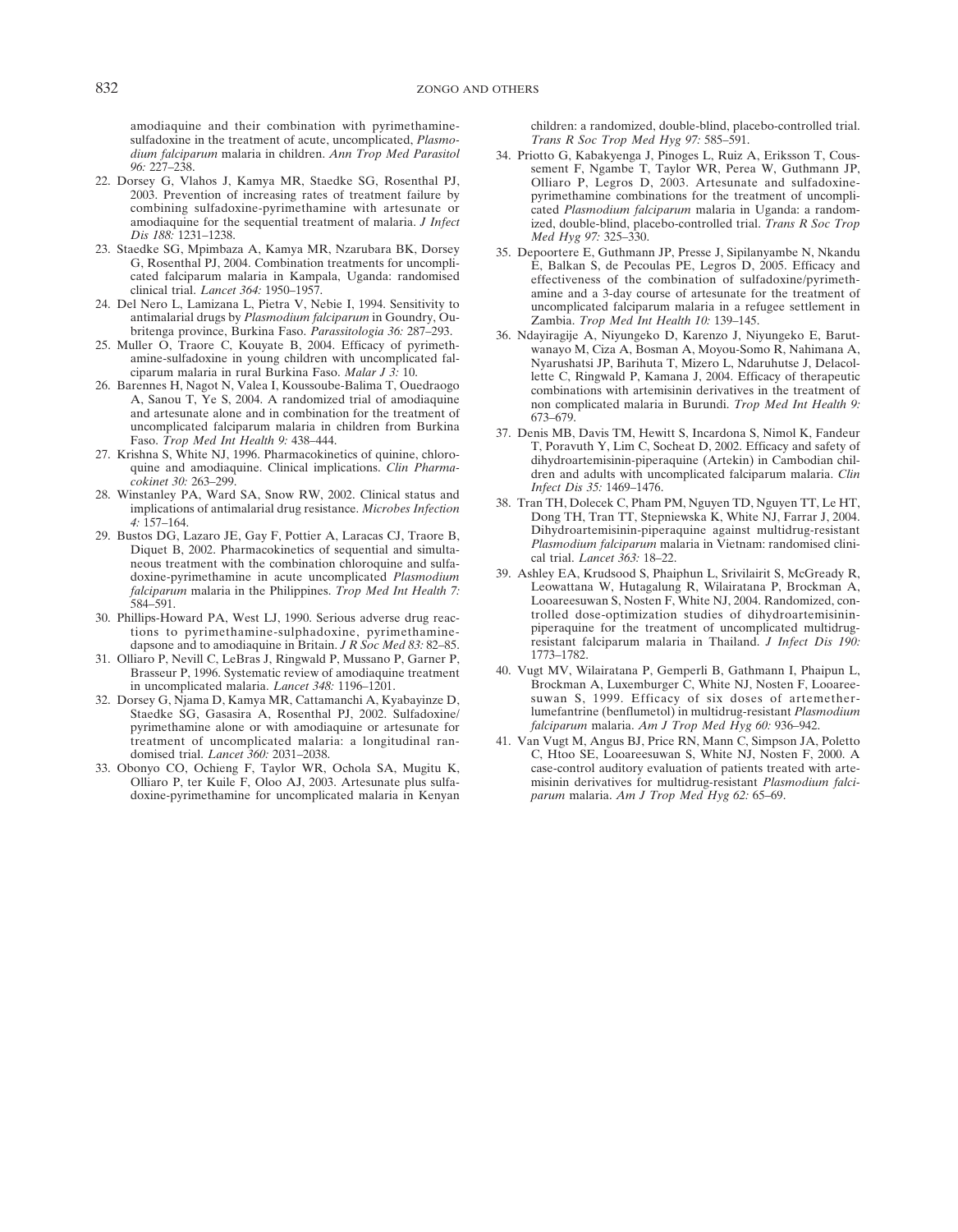amodiaquine and their combination with pyrimethamine-sulfadoxine in the treatment of acute, uncomplicated, *Plasmodium falciparum* malaria in children. *Ann Trop Med Parasitol 96:* 227–238.

22. Dorsey G, Vlahos J, Kamya MR, Staedke SG, Rosenthal PJ, 2003. Prevention of increasing rates of treatment failure by combining sulfadoxine-pyrimethamine with artesunate or amodiaquine for the sequential treatment of malaria. *J Infect Dis 188:* 1231–1238.
23. Staedke SG, Mpimbaza A, Kamya MR, Nzarubara BK, Dorsey G, Rosenthal PJ, 2004. Combination treatments for uncomplicated falciparum malaria in Kampala, Uganda: randomised clinical trial. *Lancet 364:* 1950–1957.
24. Del Nero L, Lamizana L, Pietra V, Nebie I, 1994. Sensitivity to antimalarial drugs by *Plasmodium falciparum* in Goundry, Oubritenga province, Burkina Faso. *Parassitologia 36:* 287–293.
25. Muller O, Traore C, Kouyate B, 2004. Efficacy of pyrimethamine-sulfadoxine in young children with uncomplicated falciparum malaria in rural Burkina Faso. *Malar J 3:* 10.
26. Barennes H, Nagot N, Valea I, Koussoube-Balima T, Ouedraogo A, Sanou T, Ye S, 2004. A randomized trial of amodiaquine and artesunate alone and in combination for the treatment of uncomplicated falciparum malaria in children from Burkina Faso. *Trop Med Int Health 9:* 438–444.
27. Krishna S, White NJ, 1996. Pharmacokinetics of quinine, chloroquine and amodiaquine. Clinical implications. *Clin Pharmacokinet 30:* 263–299.
28. Winstanley PA, Ward SA, Snow RW, 2002. Clinical status and implications of antimalarial drug resistance. *Microbes Infection 4:* 157–164.
29. Bustos DG, Lazaro JE, Gay F, Pottier A, Laracas CJ, Traore B, Diquet B, 2002. Pharmacokinetics of sequential and simultaneous treatment with the combination chloroquine and sulfadoxine-pyrimethamine in acute uncomplicated *Plasmodium falciparum* malaria in the Philippines. *Trop Med Int Health 7:* 584–591.
30. Phillips-Howard PA, West LJ, 1990. Serious adverse drug reactions to pyrimethamine-sulphadoxine, pyrimethamine-dapsone and to amodiaquine in Britain. *J R Soc Med 83:* 82–85.
31. Olliaro P, Nevill C, LeBras J, Ringwald P, Mussano P, Garner P, Brasseur P, 1996. Systematic review of amodiaquine treatment in uncomplicated malaria. *Lancet 348:* 1196–1201.
32. Dorsey G, Njama D, Kamya MR, Cattamanchi A, Kyabayinze D, Staedke SG, Gasasira A, Rosenthal PJ, 2002. Sulfadoxine/pyrimethamine alone or with amodiaquine or artesunate for treatment of uncomplicated malaria: a longitudinal randomised trial. *Lancet 360:* 2031–2038.
33. Obonyo CO, Ochieng F, Taylor WR, Ochola SA, Mugitu K, Olliaro P, ter Kuile F, Oloo AJ, 2003. Artesunate plus sulfadoxine-pyrimethamine for uncomplicated malaria in Kenyan children: a randomized, double-blind, placebo-controlled trial. *Trans R Soc Trop Med Hyg 97:* 585–591.
34. Priotto G, Kabakyenga J, Pinoges L, Ruiz A, Eriksson T, Coussement F, Ngambe T, Taylor WR, Perea W, Guthmann JP, Olliaro P, Legros D, 2003. Artesunate and sulfadoxine-pyrimethamine combinations for the treatment of uncomplicated *Plasmodium falciparum* malaria in Uganda: a randomized, double-blind, placebo-controlled trial. *Trans R Soc Trop Med Hyg 97:* 325–330.
35. Depoortere E, Guthmann JP, Presse J, Sipilanyambe N, Nkandu E, Balkan S, de Pecoulas PE, Legros D, 2005. Efficacy and effectiveness of the combination of sulfadoxine/pyrimethamine and a 3-day course of artesunate for the treatment of uncomplicated falciparum malaria in a refugee settlement in Zambia. *Trop Med Int Health 10:* 139–145.
36. Ndayiragije A, Niyungeko D, Karenzo J, Niyungeko E, Barutwanayo M, Ciza A, Bosman A, Moyou-Somo R, Nahimana A, Nyarushatsi JP, Barihuta T, Mizero L, Ndaruhutse J, Delacollette C, Ringwald P, Kamana J, 2004. Efficacy of therapeutic combinations with artemisinin derivatives in the treatment of non complicated malaria in Burundi. *Trop Med Int Health 9:* 673–679.
37. Denis MB, Davis TM, Hewitt S, Incardona S, Nimol K, Fandeur T, Poravuth Y, Lim C, Socheat D, 2002. Efficacy and safety of dihydroartemisinin-piperaquine (Artekin) in Cambodian children and adults with uncomplicated falciparum malaria. *Clin Infect Dis 35:* 1469–1476.
38. Tran TH, Dolecek C, Pham PM, Nguyen TD, Nguyen TT, Le HT, Dong TH, Tran TT, Stepniewska K, White NJ, Farrar J, 2004. Dihydroartemisinin-piperaquine against multidrug-resistant *Plasmodium falciparum* malaria in Vietnam: randomised clinical trial. *Lancet 363:* 18–22.
39. Ashley EA, Krudsood S, Phaiphun L, Srivilairit S, McGready R, Leowattana W, Hutagalung R, Wilairatana P, Brockman A, Looareesuwan S, Nosten F, White NJ, 2004. Randomized, controlled dose-optimization studies of dihydroartemisinin-piperaquine for the treatment of uncomplicated multidrug-resistant falciparum malaria in Thailand. *J Infect Dis 190:* 1773–1782.
40. Vugt MV, Wilairatana P, Gemperli B, Gathmann I, Phaipun L, Brockman A, Luxemburger C, White NJ, Nosten F, Looareesuwan S, 1999. Efficacy of six doses of artemether-lumefantrine (benflumetol) in multidrug-resistant *Plasmodium falciparum* malaria. *Am J Trop Med Hyg 60:* 936–942.
41. Van Vugt M, Angus BJ, Price RN, Mann C, Simpson JA, Poletto C, Htoo SE, Looareesuwan S, White NJ, Nosten F, 2000. A case-control auditory evaluation of patients treated with artemisinin derivatives for multidrug-resistant *Plasmodium falciparum* malaria. *Am J Trop Med Hyg 62:* 65–69.